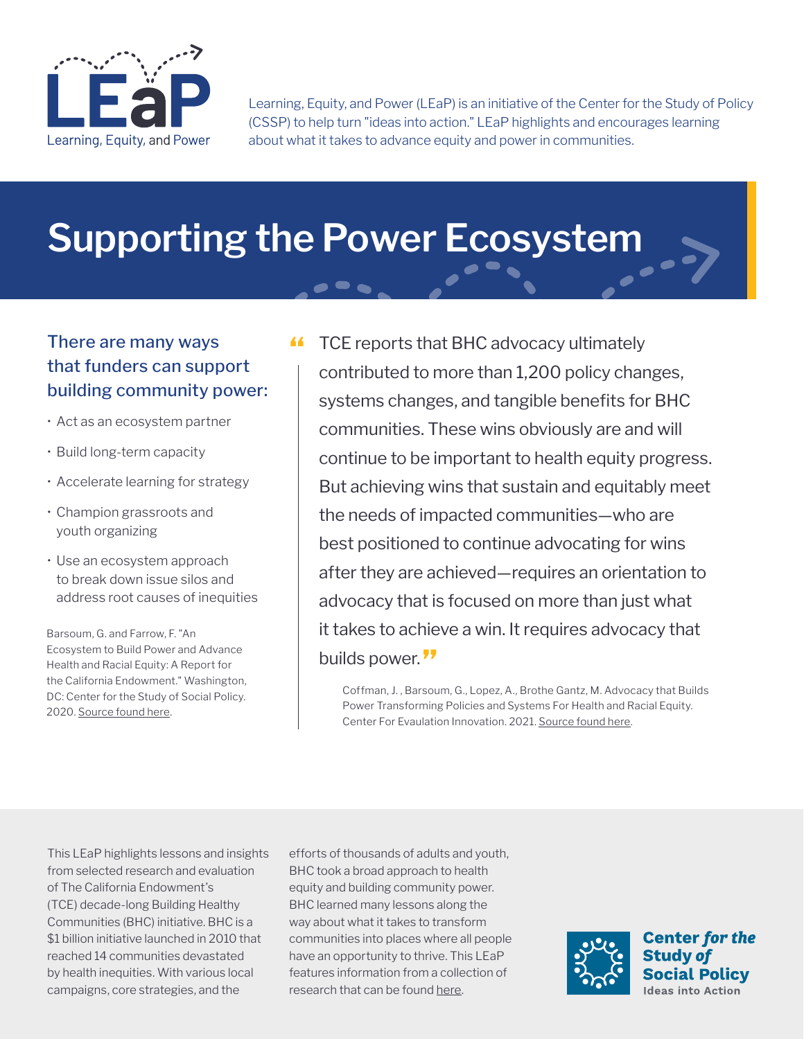LEaP

Learning, Equity, and Power

Learning, Equity, and Power (LEaP) is an initiative of the Center for the Study of Policy (CSSP) to help turn "ideas into action." LEaP highlights and encourages learning about what it takes to advance equity and power in communities.

# Supporting the Power Ecosystem

## There are many ways that funders can support building community power:

- Act as an ecosystem partner
- Build long-term capacity
- Accelerate learning for strategy
- Champion grassroots and youth organizing
- Use an ecosystem approach to break down issue silos and address root causes of inequities

Barsoum, G. and Farrow, F. "An Ecosystem to Build Power and Advance Health and Racial Equity: A Report for the California Endowment." Washington, DC: Center for the Study of Social Policy. 2020. Source found here.

> "TCE reports that BHC advocacy ultimately contributed to more than 1,200 policy changes, systems changes, and tangible benefits for BHC communities. These wins obviously are and will continue to be important to health equity progress. But achieving wins that sustain and equitably meet the needs of impacted communities—who are best positioned to continue advocating for wins after they are achieved—requires an orientation to advocacy that is focused on more than just what it takes to achieve a win. It requires advocacy that builds power."

Coffman, J. , Barsoum, G., Lopez, A., Brothe Gantz, M. Advocacy that Builds Power Transforming Policies and Systems For Health and Racial Equity. Center For Evaulation Innovation. 2021. Source found here.

This LEaP highlights lessons and insights from selected research and evaluation of The California Endowment's (TCE) decade-long Building Healthy Communities (BHC) initiative. BHC is a $1 billion initiative launched in 2010 that reached 14 communities devastated by health inequities. With various local campaigns, core strategies, and the efforts of thousands of adults and youth, BHC took a broad approach to health equity and building community power. BHC learned many lessons along the way about what it takes to transform communities into places where all people have an opportunity to thrive. This LEaP features information from a collection of research that can be found here.

Center for the Study of Social Policy
Ideas into Action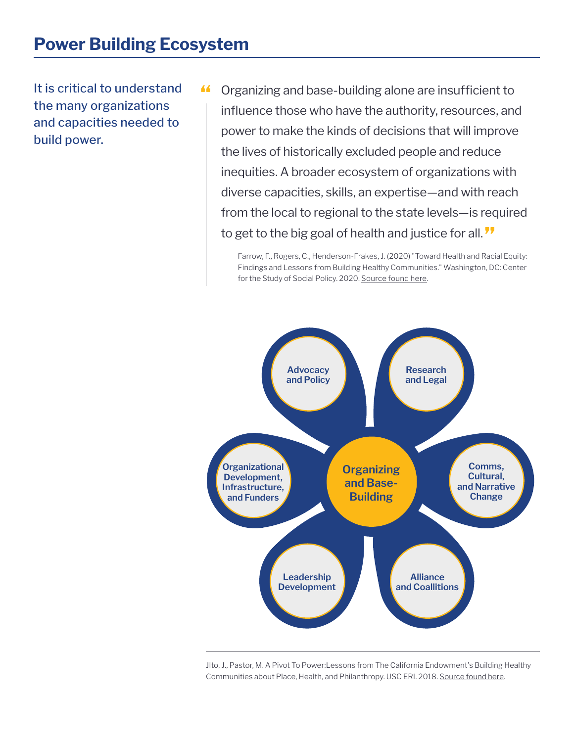## Power Building Ecosystem

It is critical to understand the many organizations and capacities needed to build power.

> "Organizing and base-building alone are insufficient to influence those who have the authority, resources, and power to make the kinds of decisions that will improve the lives of historically excluded people and reduce inequities. A broader ecosystem of organizations with diverse capacities, skills, an expertise—and with reach from the local to regional to the state levels—is required to get to the big goal of health and justice for all."
>
> Farrow, F., Rogers, C., Henderson-Frakes, J. (2020) "Toward Health and Racial Equity: Findings and Lessons from Building Healthy Communities." Washington, DC: Center for the Study of Social Policy. 2020. Source found here.

Organizing and Base-Building

Advocacy and Policy

Research and Legal

Comms, Cultural, and Narrative Change

Alliance and Coallitions

Leadership Development

Organizational Development, Infrastructure, and Funders

JIto, J., Pastor, M. A Pivot To Power:Lessons from The California Endowment's Building Healthy Communities about Place, Health, and Philanthropy. USC ERI. 2018. Source found here.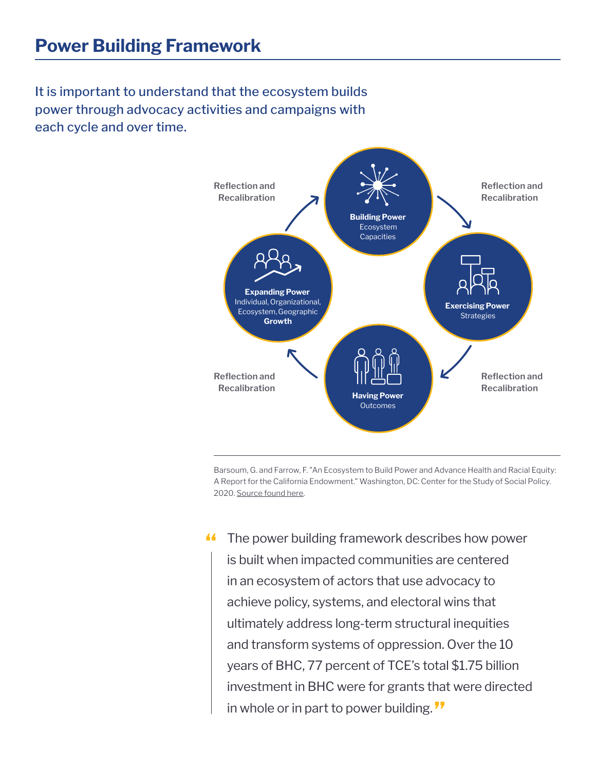## Power Building Framework

It is important to understand that the ecosystem builds power through advocacy activities and campaigns with each cycle and over time.

**Building Power**
Ecosystem Capacities

Reflection and Recalibration

**Exercising Power**
Strategies

Reflection and Recalibration

**Having Power**
Outcomes

Reflection and Recalibration

**Expanding Power**
Individual, Organizational, Ecosystem, Geographic
**Growth**

Reflection and Recalibration

Barsoum, G. and Farrow, F. "An Ecosystem to Build Power and Advance Health and Racial Equity: A Report for the California Endowment." Washington, DC: Center for the Study of Social Policy. 2020. Source found here.

> "The power building framework describes how power is built when impacted communities are centered in an ecosystem of actors that use advocacy to achieve policy, systems, and electoral wins that ultimately address long-term structural inequities and transform systems of oppression. Over the 10 years of BHC, 77 percent of TCE's total $1.75 billion investment in BHC were for grants that were directed in whole or in part to power building."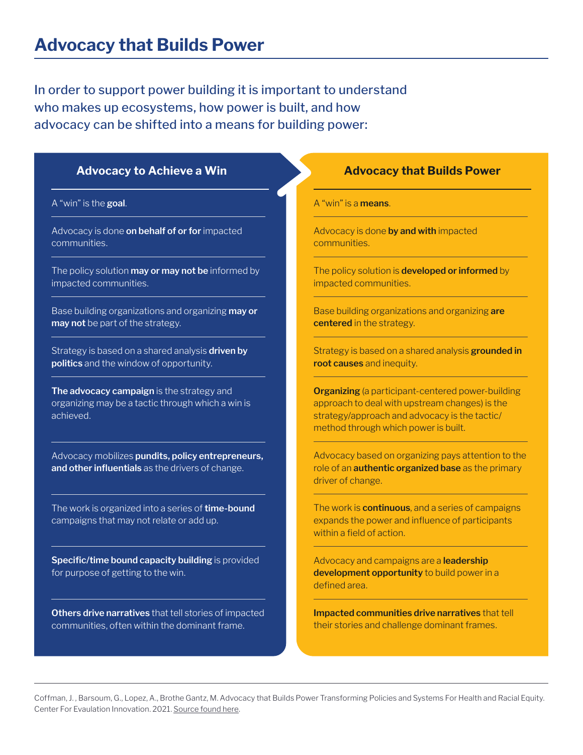# Advocacy that Builds Power

In order to support power building it is important to understand who makes up ecosystems, how power is built, and how advocacy can be shifted into a means for building power:

| Advocacy to Achieve a Win | Advocacy that Builds Power |
| --- | --- |
| A "win" is the **goal**. | A "win" is a **means**. |
| Advocacy is done **on behalf of or for** impacted communities. | Advocacy is done **by and with** impacted communities. |
| The policy solution **may or may not be** informed by impacted communities. | The policy solution is **developed or informed** by impacted communities. |
| Base building organizations and organizing **may or may not** be part of the strategy. | Base building organizations and organizing **are centered** in the strategy. |
| Strategy is based on a shared analysis **driven by politics** and the window of opportunity. | Strategy is based on a shared analysis **grounded in root causes** and inequity. |
| **The advocacy campaign** is the strategy and organizing may be a tactic through which a win is achieved. | **Organizing** (a participant-centered power-building approach to deal with upstream changes) is the strategy/approach and advocacy is the tactic/method through which power is built. |
| Advocacy mobilizes **pundits, policy entrepreneurs, and other influentials** as the drivers of change. | Advocacy based on organizing pays attention to the role of an **authentic organized base** as the primary driver of change. |
| The work is organized into a series of **time-bound** campaigns that may not relate or add up. | The work is **continuous**, and a series of campaigns expands the power and influence of participants within a field of action. |
| **Specific/time bound capacity building** is provided for purpose of getting to the win. | Advocacy and campaigns are a **leadership development opportunity** to build power in a defined area. |
| **Others drive narratives** that tell stories of impacted communities, often within the dominant frame. | **Impacted communities drive narratives** that tell their stories and challenge dominant frames. |

Coffman, J. , Barsoum, G., Lopez, A., Brothe Gantz, M. Advocacy that Builds Power Transforming Policies and Systems For Health and Racial Equity. Center For Evaulation Innovation. 2021. Source found here.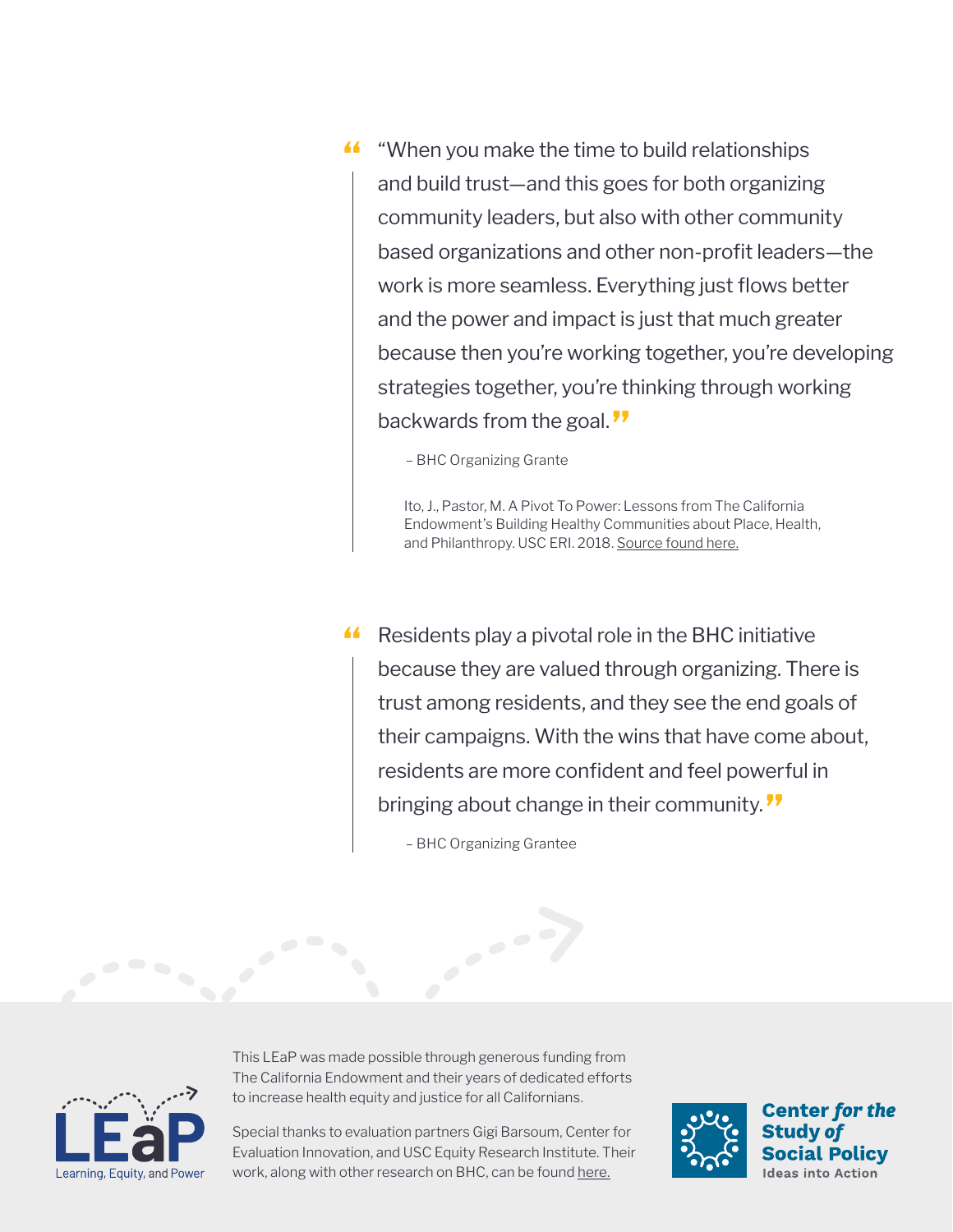> “When you make the time to build relationships and build trust—and this goes for both organizing community leaders, but also with other community based organizations and other non-profit leaders—the work is more seamless. Everything just flows better and the power and impact is just that much greater because then you’re working together, you’re developing strategies together, you’re thinking through working backwards from the goal.”
>
> – BHC Organizing Grante
>
> Ito, J., Pastor, M. A Pivot To Power: Lessons from The California Endowment’s Building Healthy Communities about Place, Health, and Philanthropy. USC ERI. 2018. Source found here.

> Residents play a pivotal role in the BHC initiative because they are valued through organizing. There is trust among residents, and they see the end goals of their campaigns. With the wins that have come about, residents are more confident and feel powerful in bringing about change in their community.
>
> – BHC Organizing Grantee

LEaP
Learning, Equity, and Power

This LEaP was made possible through generous funding from The California Endowment and their years of dedicated efforts to increase health equity and justice for all Californians.

Special thanks to evaluation partners Gigi Barsoum, Center for Evaluation Innovation, and USC Equity Research Institute. Their work, along with other research on BHC, can be found here.

Center *for the* Study *of* Social Policy
Ideas into Action